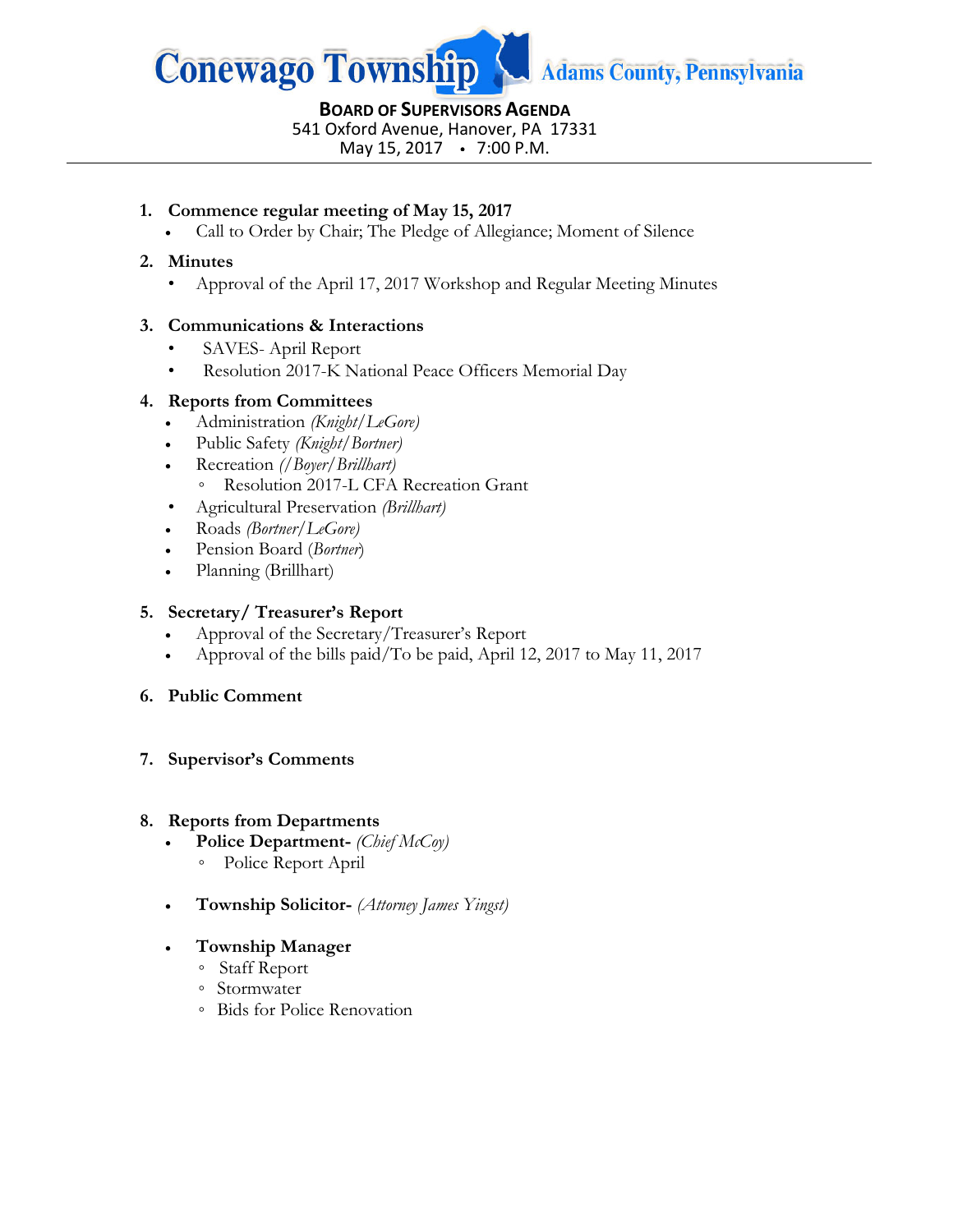# Conewago Township Adams County, Pennsylvania

**BOARD OF SUPERVISORS AGENDA**
541 Oxford Avenue, Hanover, PA 17331
May 15, 2017 • 7:00 P.M.

---

1. **Commence regular meeting of May 15, 2017**
   - Call to Order by Chair; The Pledge of Allegiance; Moment of Silence

2. **Minutes**
   - Approval of the April 17, 2017 Workshop and Regular Meeting Minutes

3. **Communications & Interactions**
   - SAVES- April Report
   - Resolution 2017-K National Peace Officers Memorial Day

4. **Reports from Committees**
   - Administration *(Knight/LeGore)*
   - Public Safety *(Knight/Bortner)*
   - Recreation *(/Boyer/Brillhart)*
     - Resolution 2017-L CFA Recreation Grant
   - Agricultural Preservation *(Brillhart)*
   - Roads *(Bortner/LeGore)*
   - Pension Board (*Bortner*)
   - Planning (Brillhart)

5. **Secretary/ Treasurer's Report**
   - Approval of the Secretary/Treasurer's Report
   - Approval of the bills paid/To be paid, April 12, 2017 to May 11, 2017

6. **Public Comment**

7. **Supervisor's Comments**

8. **Reports from Departments**
   - **Police Department-** *(Chief McCoy)*
     - Police Report April
   - **Township Solicitor-** *(Attorney James Yingst)*
   - **Township Manager**
     - Staff Report
     - Stormwater
     - Bids for Police Renovation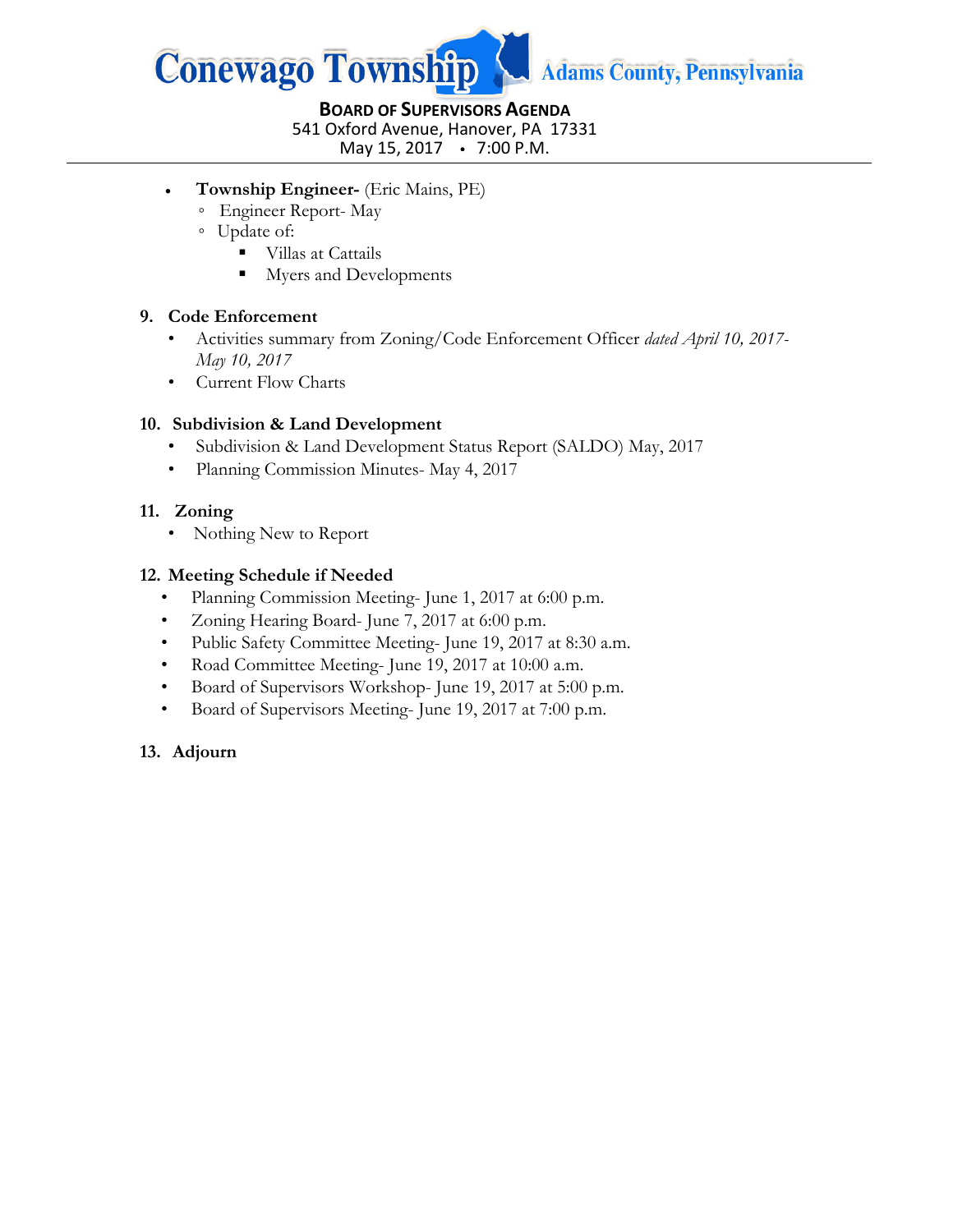# Conewago Township Adams County, Pennsylvania

**BOARD OF SUPERVISORS AGENDA**
541 Oxford Avenue, Hanover, PA 17331
May 15, 2017 • 7:00 P.M.

- **Township Engineer-** (Eric Mains, PE)
  - Engineer Report- May
  - Update of:
    - Villas at Cattails
    - Myers and Developments

**9. Code Enforcement**

- Activities summary from Zoning/Code Enforcement Officer *dated April 10, 2017- May 10, 2017*
- Current Flow Charts

**10. Subdivision & Land Development**

- Subdivision & Land Development Status Report (SALDO) May, 2017
- Planning Commission Minutes- May 4, 2017

**11. Zoning**

- Nothing New to Report

**12. Meeting Schedule if Needed**

- Planning Commission Meeting- June 1, 2017 at 6:00 p.m.
- Zoning Hearing Board- June 7, 2017 at 6:00 p.m.
- Public Safety Committee Meeting- June 19, 2017 at 8:30 a.m.
- Road Committee Meeting- June 19, 2017 at 10:00 a.m.
- Board of Supervisors Workshop- June 19, 2017 at 5:00 p.m.
- Board of Supervisors Meeting- June 19, 2017 at 7:00 p.m.

**13. Adjourn**